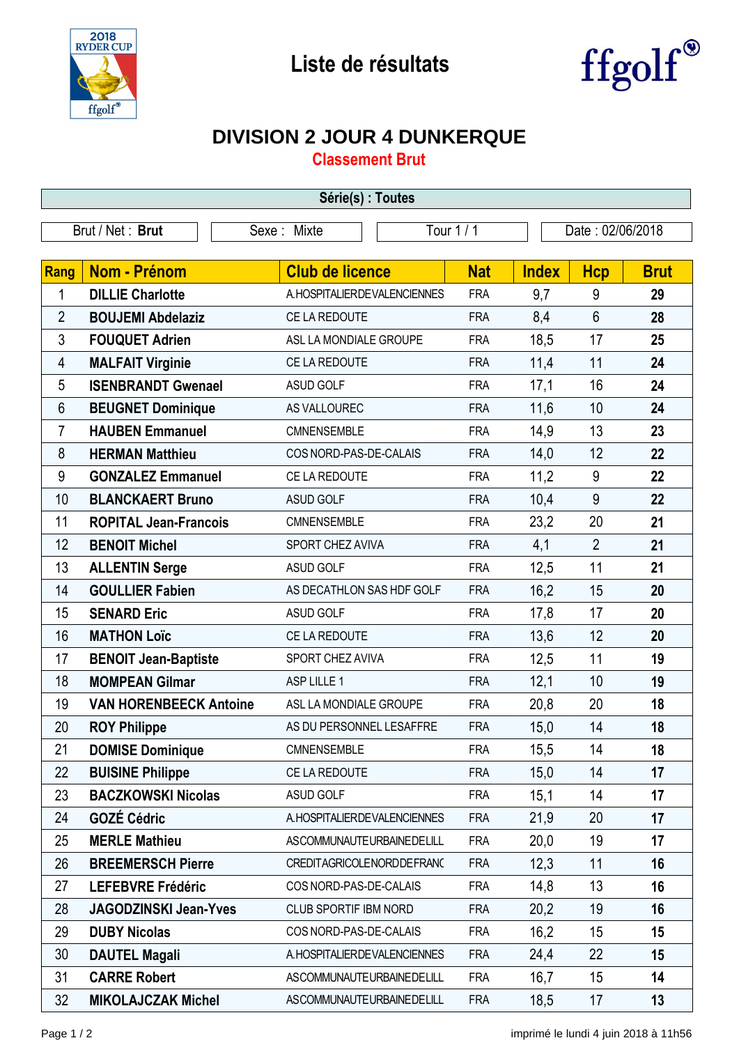# Liste de résultats

## DIVISION 2 JOUR 4 DUNKERQUE

### Classement Brut

**Série(s) : Toutes**

| Brut / Net : **Brut** | Sexe : Mixte | Tour 1 / 1 | Date : 02/06/2018 |
|---|---|---|---|

| Rang | Nom - Prénom | Club de licence | Nat | Index | Hcp | Brut |
|---|---|---|---|---|---|---|
| 1 | **DILLIE Charlotte** | A.HOSPITALIERDEVALENCIENNES | FRA | 9,7 | 9 | **29** |
| 2 | **BOUJEMI Abdelaziz** | CE LA REDOUTE | FRA | 8,4 | 6 | **28** |
| 3 | **FOUQUET Adrien** | ASL LA MONDIALE GROUPE | FRA | 18,5 | 17 | **25** |
| 4 | **MALFAIT Virginie** | CE LA REDOUTE | FRA | 11,4 | 11 | **24** |
| 5 | **ISENBRANDT Gwenael** | ASUD GOLF | FRA | 17,1 | 16 | **24** |
| 6 | **BEUGNET Dominique** | AS VALLOUREC | FRA | 11,6 | 10 | **24** |
| 7 | **HAUBEN Emmanuel** | CMNENSEMBLE | FRA | 14,9 | 13 | **23** |
| 8 | **HERMAN Matthieu** | COS NORD-PAS-DE-CALAIS | FRA | 14,0 | 12 | **22** |
| 9 | **GONZALEZ Emmanuel** | CE LA REDOUTE | FRA | 11,2 | 9 | **22** |
| 10 | **BLANCKAERT Bruno** | ASUD GOLF | FRA | 10,4 | 9 | **22** |
| 11 | **ROPITAL Jean-Francois** | CMNENSEMBLE | FRA | 23,2 | 20 | **21** |
| 12 | **BENOIT Michel** | SPORT CHEZ AVIVA | FRA | 4,1 | 2 | **21** |
| 13 | **ALLENTIN Serge** | ASUD GOLF | FRA | 12,5 | 11 | **21** |
| 14 | **GOULLIER Fabien** | AS DECATHLON SAS HDF GOLF | FRA | 16,2 | 15 | **20** |
| 15 | **SENARD Eric** | ASUD GOLF | FRA | 17,8 | 17 | **20** |
| 16 | **MATHON Loïc** | CE LA REDOUTE | FRA | 13,6 | 12 | **20** |
| 17 | **BENOIT Jean-Baptiste** | SPORT CHEZ AVIVA | FRA | 12,5 | 11 | **19** |
| 18 | **MOMPEAN Gilmar** | ASP LILLE 1 | FRA | 12,1 | 10 | **19** |
| 19 | **VAN HORENBEECK Antoine** | ASL LA MONDIALE GROUPE | FRA | 20,8 | 20 | **18** |
| 20 | **ROY Philippe** | AS DU PERSONNEL LESAFFRE | FRA | 15,0 | 14 | **18** |
| 21 | **DOMISE Dominique** | CMNENSEMBLE | FRA | 15,5 | 14 | **18** |
| 22 | **BUISINE Philippe** | CE LA REDOUTE | FRA | 15,0 | 14 | **17** |
| 23 | **BACZKOWSKI Nicolas** | ASUD GOLF | FRA | 15,1 | 14 | **17** |
| 24 | **GOZÉ Cédric** | A.HOSPITALIERDEVALENCIENNES | FRA | 21,9 | 20 | **17** |
| 25 | **MERLE Mathieu** | ASCOMMUNAUTEURBAINEDELILL | FRA | 20,0 | 19 | **17** |
| 26 | **BREEMERSCH Pierre** | CREDITAGRICOLENORDDEFRANC | FRA | 12,3 | 11 | **16** |
| 27 | **LEFEBVRE Frédéric** | COS NORD-PAS-DE-CALAIS | FRA | 14,8 | 13 | **16** |
| 28 | **JAGODZINSKI Jean-Yves** | CLUB SPORTIF IBM NORD | FRA | 20,2 | 19 | **16** |
| 29 | **DUBY Nicolas** | COS NORD-PAS-DE-CALAIS | FRA | 16,2 | 15 | **15** |
| 30 | **DAUTEL Magali** | A.HOSPITALIERDEVALENCIENNES | FRA | 24,4 | 22 | **15** |
| 31 | **CARRE Robert** | ASCOMMUNAUTEURBAINEDELILL | FRA | 16,7 | 15 | **14** |
| 32 | **MIKOLAJCZAK Michel** | ASCOMMUNAUTEURBAINEDELILL | FRA | 18,5 | 17 | **13** |

imprimé le lundi 4 juin 2018 à 11h56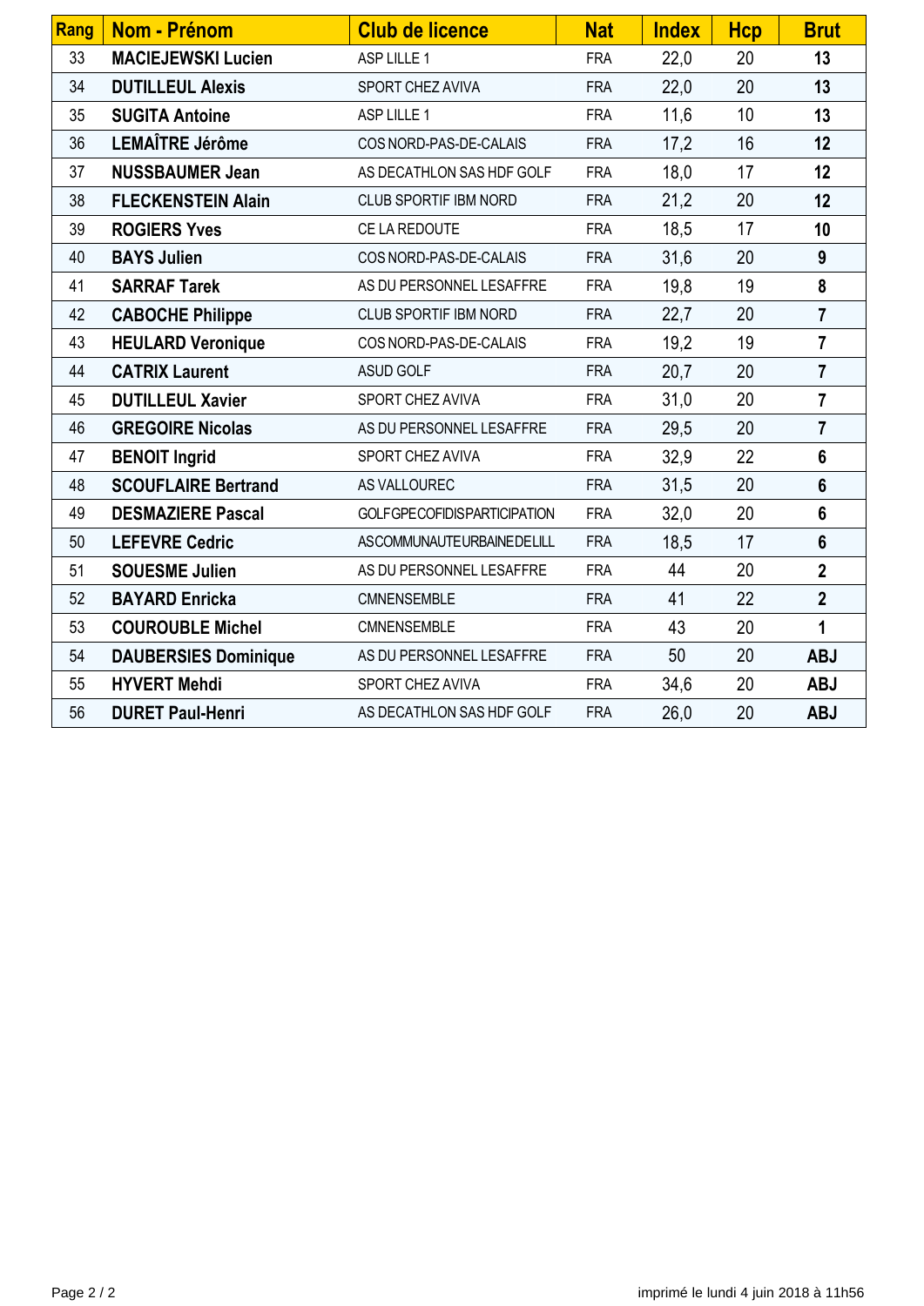| Rang | Nom - Prénom | Club de licence | Nat | Index | Hcp | Brut |
|---|---|---|---|---|---|---|
| 33 | **MACIEJEWSKI Lucien** | ASP LILLE 1 | FRA | 22,0 | 20 | **13** |
| 34 | **DUTILLEUL Alexis** | SPORT CHEZ AVIVA | FRA | 22,0 | 20 | **13** |
| 35 | **SUGITA Antoine** | ASP LILLE 1 | FRA | 11,6 | 10 | **13** |
| 36 | **LEMAÎTRE Jérôme** | COS NORD-PAS-DE-CALAIS | FRA | 17,2 | 16 | **12** |
| 37 | **NUSSBAUMER Jean** | AS DECATHLON SAS HDF GOLF | FRA | 18,0 | 17 | **12** |
| 38 | **FLECKENSTEIN Alain** | CLUB SPORTIF IBM NORD | FRA | 21,2 | 20 | **12** |
| 39 | **ROGIERS Yves** | CE LA REDOUTE | FRA | 18,5 | 17 | **10** |
| 40 | **BAYS Julien** | COS NORD-PAS-DE-CALAIS | FRA | 31,6 | 20 | **9** |
| 41 | **SARRAF Tarek** | AS DU PERSONNEL LESAFFRE | FRA | 19,8 | 19 | **8** |
| 42 | **CABOCHE Philippe** | CLUB SPORTIF IBM NORD | FRA | 22,7 | 20 | **7** |
| 43 | **HEULARD Veronique** | COS NORD-PAS-DE-CALAIS | FRA | 19,2 | 19 | **7** |
| 44 | **CATRIX Laurent** | ASUD GOLF | FRA | 20,7 | 20 | **7** |
| 45 | **DUTILLEUL Xavier** | SPORT CHEZ AVIVA | FRA | 31,0 | 20 | **7** |
| 46 | **GREGOIRE Nicolas** | AS DU PERSONNEL LESAFFRE | FRA | 29,5 | 20 | **7** |
| 47 | **BENOIT Ingrid** | SPORT CHEZ AVIVA | FRA | 32,9 | 22 | **6** |
| 48 | **SCOUFLAIRE Bertrand** | AS VALLOUREC | FRA | 31,5 | 20 | **6** |
| 49 | **DESMAZIERE Pascal** | GOLFGPECOFIDISPARTICIPATION | FRA | 32,0 | 20 | **6** |
| 50 | **LEFEVRE Cedric** | ASCOMMUNAUTEURBAINEDELILL | FRA | 18,5 | 17 | **6** |
| 51 | **SOUESME Julien** | AS DU PERSONNEL LESAFFRE | FRA | 44 | 20 | **2** |
| 52 | **BAYARD Enricka** | CMNENSEMBLE | FRA | 41 | 22 | **2** |
| 53 | **COUROUBLE Michel** | CMNENSEMBLE | FRA | 43 | 20 | **1** |
| 54 | **DAUBERSIES Dominique** | AS DU PERSONNEL LESAFFRE | FRA | 50 | 20 | **ABJ** |
| 55 | **HYVERT Mehdi** | SPORT CHEZ AVIVA | FRA | 34,6 | 20 | **ABJ** |
| 56 | **DURET Paul-Henri** | AS DECATHLON SAS HDF GOLF | FRA | 26,0 | 20 | **ABJ** |

imprimé le lundi 4 juin 2018 à 11h56